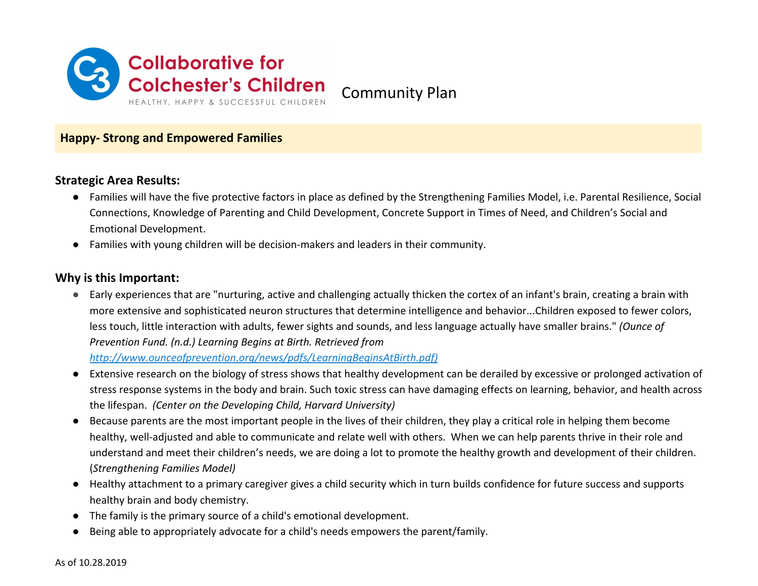# Collaborative for Colchester's Children

HEALTHY, HAPPY & SUCCESSFUL CHILDREN

Community Plan

## Happy- Strong and Empowered Families

### Strategic Area Results:

- Families will have the five protective factors in place as defined by the Strengthening Families Model, i.e. Parental Resilience, Social Connections, Knowledge of Parenting and Child Development, Concrete Support in Times of Need, and Children's Social and Emotional Development.
- Families with young children will be decision-makers and leaders in their community.

### Why is this Important:

- Early experiences that are "nurturing, active and challenging actually thicken the cortex of an infant's brain, creating a brain with more extensive and sophisticated neuron structures that determine intelligence and behavior...Children exposed to fewer colors, less touch, little interaction with adults, fewer sights and sounds, and less language actually have smaller brains." *(Ounce of Prevention Fund. (n.d.) Learning Begins at Birth. Retrieved from [http://www.ounceofprevention.org/news/pdfs/LearningBeginsAtBirth.pdf](http://www.ounceofprevention.org/news/pdfs/LearningBeginsAtBirth.pdf))*
- Extensive research on the biology of stress shows that healthy development can be derailed by excessive or prolonged activation of stress response systems in the body and brain. Such toxic stress can have damaging effects on learning, behavior, and health across the lifespan. *(Center on the Developing Child, Harvard University)*
- Because parents are the most important people in the lives of their children, they play a critical role in helping them become healthy, well-adjusted and able to communicate and relate well with others. When we can help parents thrive in their role and understand and meet their children's needs, we are doing a lot to promote the healthy growth and development of their children. (*Strengthening Families Model)*
- Healthy attachment to a primary caregiver gives a child security which in turn builds confidence for future success and supports healthy brain and body chemistry.
- The family is the primary source of a child's emotional development.
- Being able to appropriately advocate for a child's needs empowers the parent/family.

As of 10.28.2019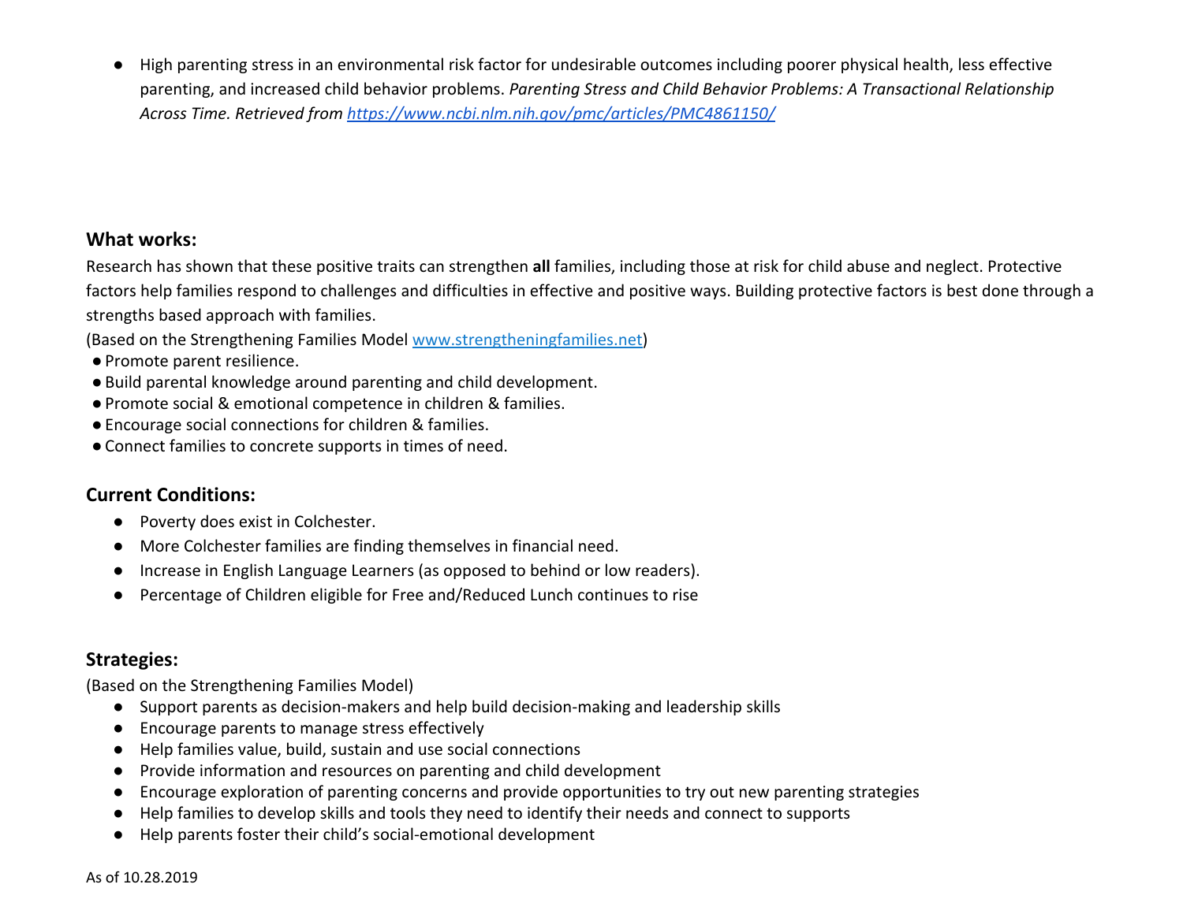- High parenting stress in an environmental risk factor for undesirable outcomes including poorer physical health, less effective parenting, and increased child behavior problems. *Parenting Stress and Child Behavior Problems: A Transactional Relationship Across Time. Retrieved from [https://www.ncbi.nlm.nih.gov/pmc/articles/PMC4861150/](https://www.ncbi.nlm.nih.gov/pmc/articles/PMC4861150/)*

### What works:

Research has shown that these positive traits can strengthen **all** families, including those at risk for child abuse and neglect. Protective factors help families respond to challenges and difficulties in effective and positive ways. Building protective factors is best done through a strengths based approach with families.

(Based on the Strengthening Families Model [www.strengtheningfamilies.net](http://www.strengtheningfamilies.net))

- Promote parent resilience.
- Build parental knowledge around parenting and child development.
- Promote social & emotional competence in children & families.
- Encourage social connections for children & families.
- Connect families to concrete supports in times of need.

### Current Conditions:

- Poverty does exist in Colchester.
- More Colchester families are finding themselves in financial need.
- Increase in English Language Learners (as opposed to behind or low readers).
- Percentage of Children eligible for Free and/Reduced Lunch continues to rise

### Strategies:

(Based on the Strengthening Families Model)

- Support parents as decision-makers and help build decision-making and leadership skills
- Encourage parents to manage stress effectively
- Help families value, build, sustain and use social connections
- Provide information and resources on parenting and child development
- Encourage exploration of parenting concerns and provide opportunities to try out new parenting strategies
- Help families to develop skills and tools they need to identify their needs and connect to supports
- Help parents foster their child's social-emotional development

As of 10.28.2019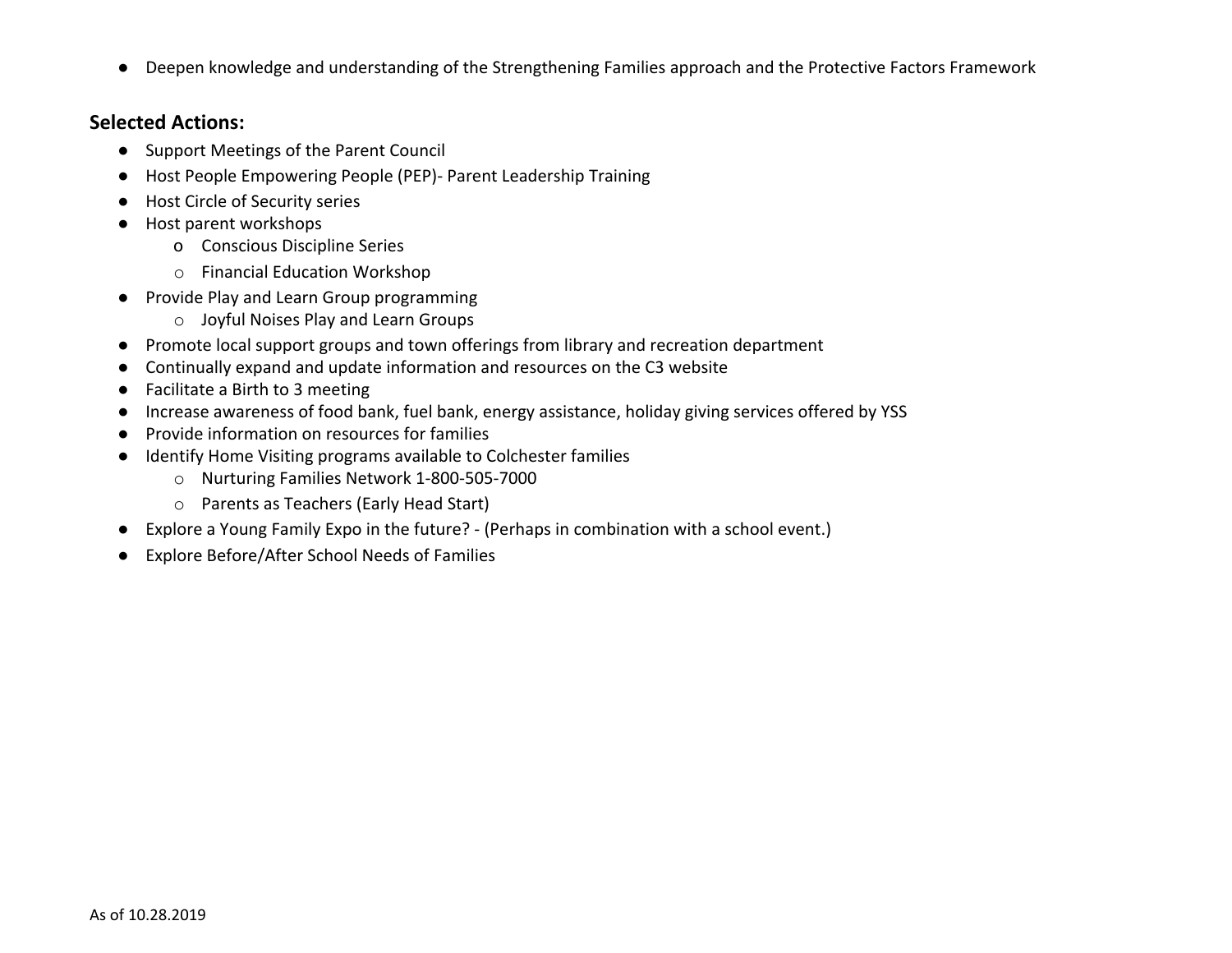- Deepen knowledge and understanding of the Strengthening Families approach and the Protective Factors Framework

**Selected Actions:**

- Support Meetings of the Parent Council
- Host People Empowering People (PEP)- Parent Leadership Training
- Host Circle of Security series
- Host parent workshops
  - Conscious Discipline Series
  - Financial Education Workshop
- Provide Play and Learn Group programming
  - Joyful Noises Play and Learn Groups
- Promote local support groups and town offerings from library and recreation department
- Continually expand and update information and resources on the C3 website
- Facilitate a Birth to 3 meeting
- Increase awareness of food bank, fuel bank, energy assistance, holiday giving services offered by YSS
- Provide information on resources for families
- Identify Home Visiting programs available to Colchester families
  - Nurturing Families Network 1-800-505-7000
  - Parents as Teachers (Early Head Start)
- Explore a Young Family Expo in the future? - (Perhaps in combination with a school event.)
- Explore Before/After School Needs of Families

As of 10.28.2019